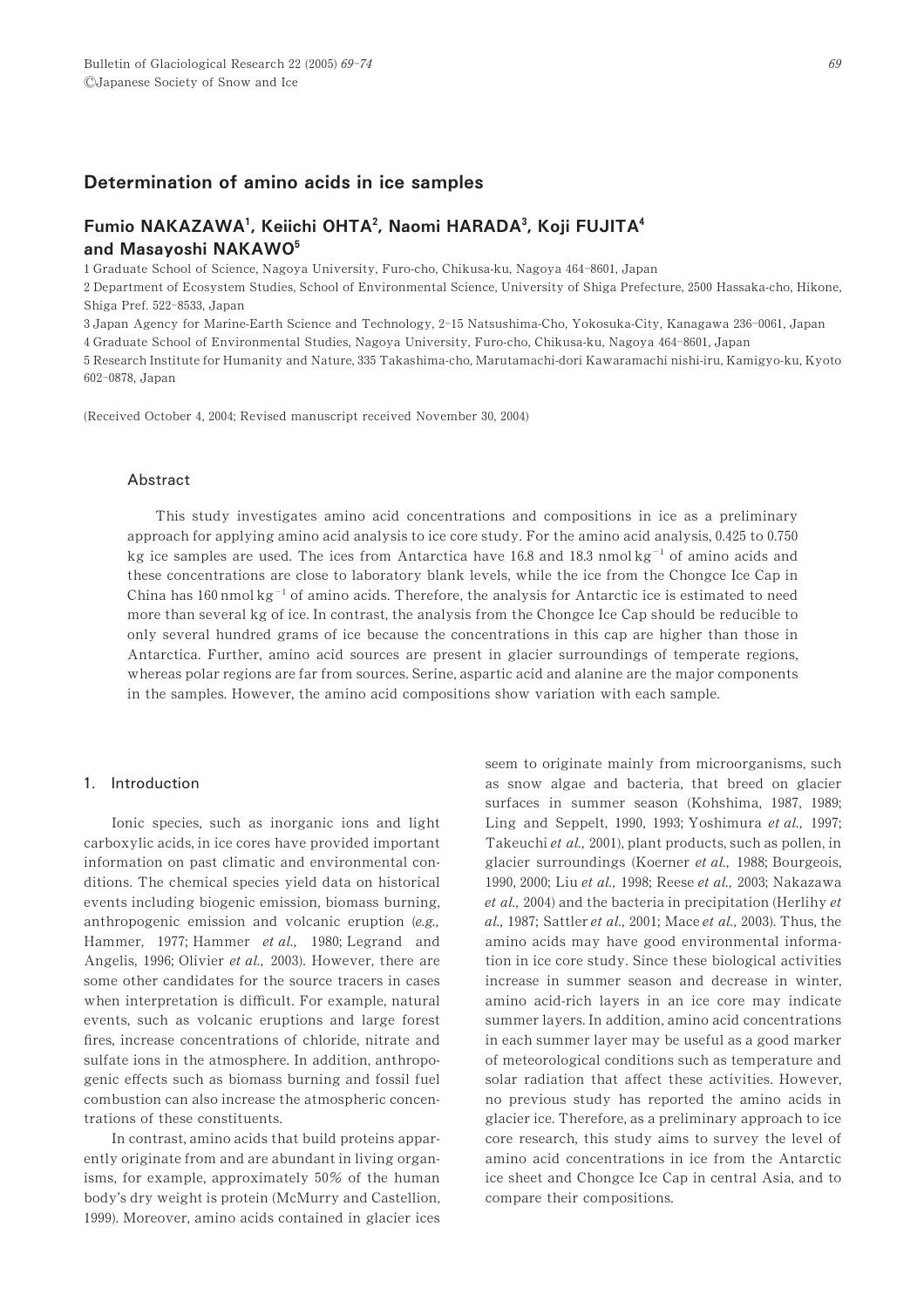# Determination of amino acids in ice samples

## Fumio NAKAZAWA[1], Keiichi OHTA[2], Naomi HARADA[3], Koji FUJITA[4] and Masayoshi NAKAWO[5]

1 Graduate School of Science, Nagoya University, Furo-cho, Chikusa-ku, Nagoya 464-8601, Japan

2 Department of Ecosystem Studies, School of Environmental Science, University of Shiga Prefecture, 2500 Hassaka-cho, Hikone, Shiga Pref. 522-8533, Japan

3 Japan Agency for Marine-Earth Science and Technology, 2-15 Natsushima-Cho, Yokosuka-City, Kanagawa 236-0061, Japan

4 Graduate School of Environmental Studies, Nagoya University, Furo-cho, Chikusa-ku, Nagoya 464-8601, Japan

5 Research Institute for Humanity and Nature, 335 Takashima-cho, Marutamachi-dori Kawaramachi nishi-iru, Kamigyo-ku, Kyoto 602-0878, Japan

(Received October 4, 2004; Revised manuscript received November 30, 2004)

### Abstract

This study investigates amino acid concentrations and compositions in ice as a preliminary approach for applying amino acid analysis to ice core study. For the amino acid analysis, 0.425 to 0.750 kg ice samples are used. The ices from Antarctica have 16.8 and 18.3 nmol $kg^{-1}$ of amino acids and these concentrations are close to laboratory blank levels, while the ice from the Chongce Ice Cap in China has 160 nmol $kg^{-1}$ of amino acids. Therefore, the analysis for Antarctic ice is estimated to need more than several kg of ice. In contrast, the analysis from the Chongce Ice Cap should be reducible to only several hundred grams of ice because the concentrations in this cap are higher than those in Antarctica. Further, amino acid sources are present in glacier surroundings of temperate regions, whereas polar regions are far from sources. Serine, aspartic acid and alanine are the major components in the samples. However, the amino acid compositions show variation with each sample.

## 1. Introduction

Ionic species, such as inorganic ions and light carboxylic acids, in ice cores have provided important information on past climatic and environmental conditions. The chemical species yield data on historical events including biogenic emission, biomass burning, anthropogenic emission and volcanic eruption (*e.g.,* Hammer, 1977; Hammer *et al.,* 1980; Legrand and Angelis, 1996; Olivier *et al.,* 2003). However, there are some other candidates for the source tracers in cases when interpretation is difficult. For example, natural events, such as volcanic eruptions and large forest fires, increase concentrations of chloride, nitrate and sulfate ions in the atmosphere. In addition, anthropogenic effects such as biomass burning and fossil fuel combustion can also increase the atmospheric concentrations of these constituents.

In contrast, amino acids that build proteins apparently originate from and are abundant in living organisms, for example, approximately 50% of the human body's dry weight is protein (McMurry and Castellion, 1999). Moreover, amino acids contained in glacier ices seem to originate mainly from microorganisms, such as snow algae and bacteria, that breed on glacier surfaces in summer season (Kohshima, 1987, 1989; Ling and Seppelt, 1990, 1993; Yoshimura *et al.,* 1997; Takeuchi *et al.,* 2001), plant products, such as pollen, in glacier surroundings (Koerner *et al.,* 1988; Bourgeois, 1990, 2000; Liu *et al.,* 1998; Reese *et al.,* 2003; Nakazawa *et al.,* 2004) and the bacteria in precipitation (Herlihy *et al.,* 1987; Sattler *et al.,* 2001; Mace *et al.,* 2003). Thus, the amino acids may have good environmental information in ice core study. Since these biological activities increase in summer season and decrease in winter, amino acid-rich layers in an ice core may indicate summer layers. In addition, amino acid concentrations in each summer layer may be useful as a good marker of meteorological conditions such as temperature and solar radiation that affect these activities. However, no previous study has reported the amino acids in glacier ice. Therefore, as a preliminary approach to ice core research, this study aims to survey the level of amino acid concentrations in ice from the Antarctic ice sheet and Chongce Ice Cap in central Asia, and to compare their compositions.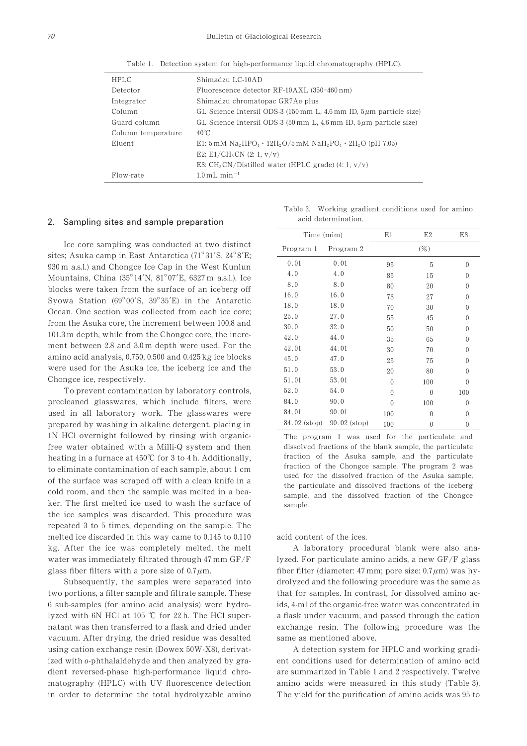Table 1. Detection system for high-performance liquid chromatography (HPLC).

| | |
|---|---|
| HPLC | Shimadzu LC-10AD |
| Detector | Fluorescence detector RF-10AXL (350–460 nm) |
| Integrator | Shimadzu chromatopac GR7Ae plus |
| Column | GL Science Intersil ODS-3 (150 mm L, 4.6 mm ID, 5 $\mu$m particle size) |
| Guard column | GL Science Intersil ODS-3 (50 mm L, 4.6 mm ID, 5 $\mu$m particle size) |
| Column temperature | 40℃ |
| Eluent | E1: 5 mM $Na_2HPO_4 \cdot 12H_2O$/5 mM $NaH_2PO_4 \cdot 2H_2O$ (pH 7.05) |
| | E2: E1/$CH_3CN$ (2: 1, v/v) |
| | E3: $CH_3CN$/Distilled water (HPLC grade) (4: 1, v/v) |
| Flow-rate | 1.0 mL min$^{-1}$ |

## 2. Sampling sites and sample preparation

Ice core sampling was conducted at two distinct sites; Asuka camp in East Antarctica (71°31′S, 24°8′E; 930 m a.s.l.) and Chongce Ice Cap in the West Kunlun Mountains, China (35°14′N, 81°07′E, 6327 m a.s.l.). Ice blocks were taken from the surface of an iceberg off Syowa Station (69°00′S, 39°35′E) in the Antarctic Ocean. One section was collected from each ice core; from the Asuka core, the increment between 100.8 and 101.3 m depth, while from the Chongce core, the increment between 2.8 and 3.0 m depth were used. For the amino acid analysis, 0.750, 0.500 and 0.425 kg ice blocks were used for the Asuka ice, the iceberg ice and the Chongce ice, respectively.

To prevent contamination by laboratory controls, precleaned glasswares, which include filters, were used in all laboratory work. The glasswares were prepared by washing in alkaline detergent, placing in 1N HCl overnight followed by rinsing with organic-free water obtained with a Milli-Q system and then heating in a furnace at 450℃ for 3 to 4 h. Additionally, to eliminate contamination of each sample, about 1 cm of the surface was scraped off with a clean knife in a cold room, and then the sample was melted in a beaker. The first melted ice used to wash the surface of the ice samples was discarded. This procedure was repeated 3 to 5 times, depending on the sample. The melted ice discarded in this way came to 0.145 to 0.110 kg. After the ice was completely melted, the melt water was immediately filtrated through 47 mm GF/F glass fiber filters with a pore size of 0.7 $\mu$m.

Subsequently, the samples were separated into two portions, a filter sample and filtrate sample. These 6 sub-samples (for amino acid analysis) were hydrolyzed with 6N HCl at 105 ℃ for 22 h. The HCl supernatant was then transferred to a flask and dried under vacuum. After drying, the dried residue was desalted using cation exchange resin (Dowex 50W-X8), derivatized with *o*-phthalaldehyde and then analyzed by gradient reversed-phase high-performance liquid chromatography (HPLC) with UV fluorescence detection in order to determine the total hydrolyzable amino acid content of the ices.

Table 2. Working gradient conditions used for amino acid determination.

| Time (mim) | | E1 | E2 | E3 |
|---|---|---|---|---|
| Program 1 | Program 2 | | (%) | |
| 0.01 | 0.01 | 95 | 5 | 0 |
| 4.0 | 4.0 | 85 | 15 | 0 |
| 8.0 | 8.0 | 80 | 20 | 0 |
| 16.0 | 16.0 | 73 | 27 | 0 |
| 18.0 | 18.0 | 70 | 30 | 0 |
| 25.0 | 27.0 | 55 | 45 | 0 |
| 30.0 | 32.0 | 50 | 50 | 0 |
| 42.0 | 44.0 | 35 | 65 | 0 |
| 42.01 | 44.01 | 30 | 70 | 0 |
| 45.0 | 47.0 | 25 | 75 | 0 |
| 51.0 | 53.0 | 20 | 80 | 0 |
| 51.01 | 53.01 | 0 | 100 | 0 |
| 52.0 | 54.0 | 0 | 0 | 100 |
| 84.0 | 90.0 | 0 | 100 | 0 |
| 84.01 | 90.01 | 100 | 0 | 0 |
| 84.02 (stop) | 90.02 (stop) | 100 | 0 | 0 |

The program 1 was used for the particulate and dissolved fractions of the blank sample, the particulate fraction of the Asuka sample, and the particulate fraction of the Chongce sample. The program 2 was used for the dissolved fraction of the Asuka sample, the particulate and dissolved fractions of the iceberg sample, and the dissolved fraction of the Chongce sample.

A laboratory procedural blank were also analyzed. For particulate amino acids, a new GF/F glass fiber filter (diameter: 47 mm; pore size: 0.7 $\mu$m) was hydrolyzed and the following procedure was the same as that for samples. In contrast, for dissolved amino acids, 4-ml of the organic-free water was concentrated in a flask under vacuum, and passed through the cation exchange resin. The following procedure was the same as mentioned above.

A detection system for HPLC and working gradient conditions used for determination of amino acid are summarized in Table 1 and 2 respectively. Twelve amino acids were measured in this study (Table 3). The yield for the purification of amino acids was 95 to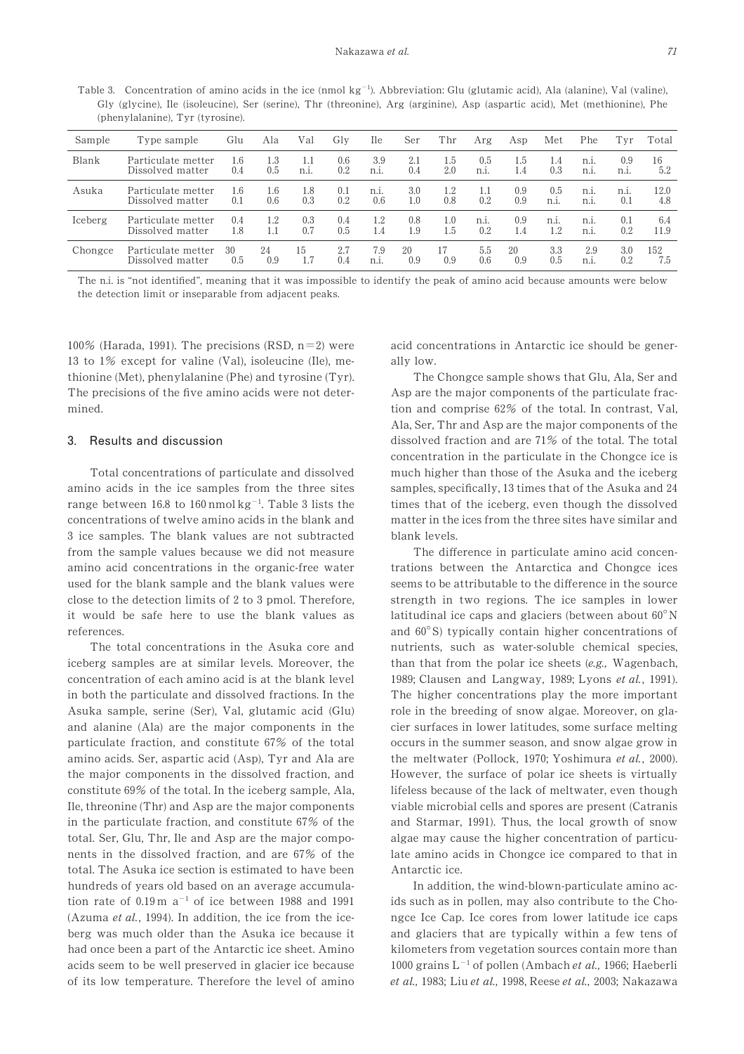Table 3. Concentration of amino acids in the ice (nmol $kg^{-1}$). Abbreviation: Glu (glutamic acid), Ala (alanine), Val (valine), Gly (glycine), Ile (isoleucine), Ser (serine), Thr (threonine), Arg (arginine), Asp (aspartic acid), Met (methionine), Phe (phenylalanine), Tyr (tyrosine).

| Sample | Type sample | Glu | Ala | Val | Gly | Ile | Ser | Thr | Arg | Asp | Met | Phe | Tyr | Total |
|---|---|---|---|---|---|---|---|---|---|---|---|---|---|---|
| Blank | Particulate metter | 1.6 | 1.3 | 1.1 | 0.6 | 3.9 | 2.1 | 1.5 | 0.5 | 1.5 | 1.4 | n.i. | 0.9 | 16 |
| | Dissolved matter | 0.4 | 0.5 | n.i. | 0.2 | n.i. | 0.4 | 2.0 | n.i. | 1.4 | 0.3 | n.i. | n.i. | 5.2 |
| Asuka | Particulate metter | 1.6 | 1.6 | 1.8 | 0.1 | n.i. | 3.0 | 1.2 | 1.1 | 0.9 | 0.5 | n.i. | n.i. | 12.0 |
| | Dissolved matter | 0.1 | 0.6 | 0.3 | 0.2 | 0.6 | 1.0 | 0.8 | 0.2 | 0.9 | n.i. | n.i. | 0.1 | 4.8 |
| Iceberg | Particulate metter | 0.4 | 1.2 | 0.3 | 0.4 | 1.2 | 0.8 | 1.0 | n.i. | 0.9 | n.i. | n.i. | 0.1 | 6.4 |
| | Dissolved matter | 1.8 | 1.1 | 0.7 | 0.5 | 1.4 | 1.9 | 1.5 | 0.2 | 1.4 | 1.2 | n.i. | 0.2 | 11.9 |
| Chongce | Particulate metter | 30 | 24 | 15 | 2.7 | 7.9 | 20 | 17 | 5.5 | 20 | 3.3 | 2.9 | 3.0 | 152 |
| | Dissolved matter | 0.5 | 0.9 | 1.7 | 0.4 | n.i. | 0.9 | 0.9 | 0.6 | 0.9 | 0.5 | n.i. | 0.2 | 7.5 |

The n.i. is "not identified", meaning that it was impossible to identify the peak of amino acid because amounts were below the detection limit or inseparable from adjacent peaks.

100% (Harada, 1991). The precisions (RSD, n=2) were 13 to 1% except for valine (Val), isoleucine (Ile), methionine (Met), phenylalanine (Phe) and tyrosine (Tyr). The precisions of the five amino acids were not determined.

## 3. Results and discussion

Total concentrations of particulate and dissolved amino acids in the ice samples from the three sites range between 16.8 to 160 nmol $kg^{-1}$. Table 3 lists the concentrations of twelve amino acids in the blank and 3 ice samples. The blank values are not subtracted from the sample values because we did not measure amino acid concentrations in the organic-free water used for the blank sample and the blank values were close to the detection limits of 2 to 3 pmol. Therefore, it would be safe here to use the blank values as references.

The total concentrations in the Asuka core and iceberg samples are at similar levels. Moreover, the concentration of each amino acid is at the blank level in both the particulate and dissolved fractions. In the Asuka sample, serine (Ser), Val, glutamic acid (Glu) and alanine (Ala) are the major components in the particulate fraction, and constitute 67% of the total amino acids. Ser, aspartic acid (Asp), Tyr and Ala are the major components in the dissolved fraction, and constitute 69% of the total. In the iceberg sample, Ala, Ile, threonine (Thr) and Asp are the major components in the particulate fraction, and constitute 67% of the total. Ser, Glu, Thr, Ile and Asp are the major components in the dissolved fraction, and are 67% of the total. The Asuka ice section is estimated to have been hundreds of years old based on an average accumulation rate of 0.19 m $a^{-1}$ of ice between 1988 and 1991 (Azuma *et al.*, 1994). In addition, the ice from the iceberg was much older than the Asuka ice because it had once been a part of the Antarctic ice sheet. Amino acids seem to be well preserved in glacier ice because of its low temperature. Therefore the level of amino acid concentrations in Antarctic ice should be generally low.

The Chongce sample shows that Glu, Ala, Ser and Asp are the major components of the particulate fraction and comprise 62% of the total. In contrast, Val, Ala, Ser, Thr and Asp are the major components of the dissolved fraction and are 71% of the total. The total concentration in the particulate in the Chongce ice is much higher than those of the Asuka and the iceberg samples, specifically, 13 times that of the Asuka and 24 times that of the iceberg, even though the dissolved matter in the ices from the three sites have similar and blank levels.

The difference in particulate amino acid concentrations between the Antarctica and Chongce ices seems to be attributable to the difference in the source strength in two regions. The ice samples in lower latitudinal ice caps and glaciers (between about 60°N and 60°S) typically contain higher concentrations of nutrients, such as water-soluble chemical species, than that from the polar ice sheets (*e.g.,* Wagenbach, 1989; Clausen and Langway, 1989; Lyons *et al.*, 1991). The higher concentrations play the more important role in the breeding of snow algae. Moreover, on glacier surfaces in lower latitudes, some surface melting occurs in the summer season, and snow algae grow in the meltwater (Pollock, 1970; Yoshimura *et al.*, 2000). However, the surface of polar ice sheets is virtually lifeless because of the lack of meltwater, even though viable microbial cells and spores are present (Catranis and Starmar, 1991). Thus, the local growth of snow algae may cause the higher concentration of particulate amino acids in Chongce ice compared to that in Antarctic ice.

In addition, the wind-blown-particulate amino acids such as in pollen, may also contribute to the Chongce Ice Cap. Ice cores from lower latitude ice caps and glaciers that are typically within a few tens of kilometers from vegetation sources contain more than 1000 grains $L^{-1}$ of pollen (Ambach *et al.,* 1966; Haeberli *et al.,* 1983; Liu *et al.,* 1998, Reese *et al.,* 2003; Nakazawa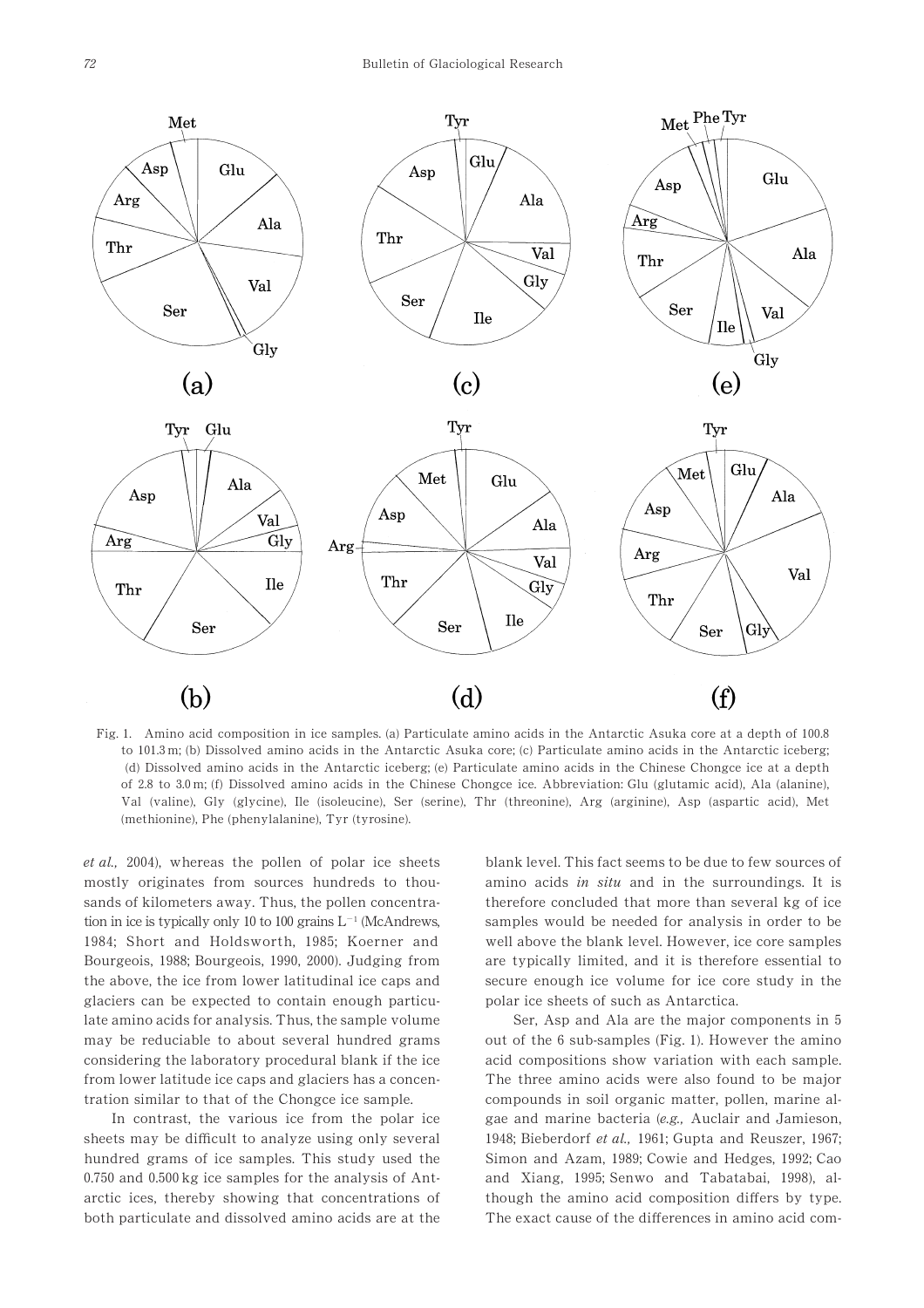Fig. 1. Amino acid composition in ice samples. (a) Particulate amino acids in the Antarctic Asuka core at a depth of 100.8 to 101.3 m; (b) Dissolved amino acids in the Antarctic Asuka core; (c) Particulate amino acids in the Antarctic iceberg; (d) Dissolved amino acids in the Antarctic iceberg; (e) Particulate amino acids in the Chinese Chongce ice at a depth of 2.8 to 3.0 m; (f) Dissolved amino acids in the Chinese Chongce ice. Abbreviation: Glu (glutamic acid), Ala (alanine), Val (valine), Gly (glycine), Ile (isoleucine), Ser (serine), Thr (threonine), Arg (arginine), Asp (aspartic acid), Met (methionine), Phe (phenylalanine), Tyr (tyrosine).

*et al.,* 2004), whereas the pollen of polar ice sheets mostly originates from sources hundreds to thousands of kilometers away. Thus, the pollen concentration in ice is typically only 10 to 100 grains $L^{-1}$ (McAndrews, 1984; Short and Holdsworth, 1985; Koerner and Bourgeois, 1988; Bourgeois, 1990, 2000). Judging from the above, the ice from lower latitudinal ice caps and glaciers can be expected to contain enough particulate amino acids for analysis. Thus, the sample volume may be reduciable to about several hundred grams considering the laboratory procedural blank if the ice from lower latitude ice caps and glaciers has a concentration similar to that of the Chongce ice sample.

In contrast, the various ice from the polar ice sheets may be difficult to analyze using only several hundred grams of ice samples. This study used the 0.750 and 0.500 kg ice samples for the analysis of Antarctic ices, thereby showing that concentrations of both particulate and dissolved amino acids are at the blank level. This fact seems to be due to few sources of amino acids *in situ* and in the surroundings. It is therefore concluded that more than several kg of ice samples would be needed for analysis in order to be well above the blank level. However, ice core samples are typically limited, and it is therefore essential to secure enough ice volume for ice core study in the polar ice sheets of such as Antarctica.

Ser, Asp and Ala are the major components in 5 out of the 6 sub-samples (Fig. 1). However the amino acid compositions show variation with each sample. The three amino acids were also found to be major compounds in soil organic matter, pollen, marine algae and marine bacteria (*e.g.,* Auclair and Jamieson, 1948; Bieberdorf *et al.,* 1961; Gupta and Reuszer, 1967; Simon and Azam, 1989; Cowie and Hedges, 1992; Cao and Xiang, 1995; Senwo and Tabatabai, 1998), although the amino acid composition differs by type. The exact cause of the differences in amino acid com-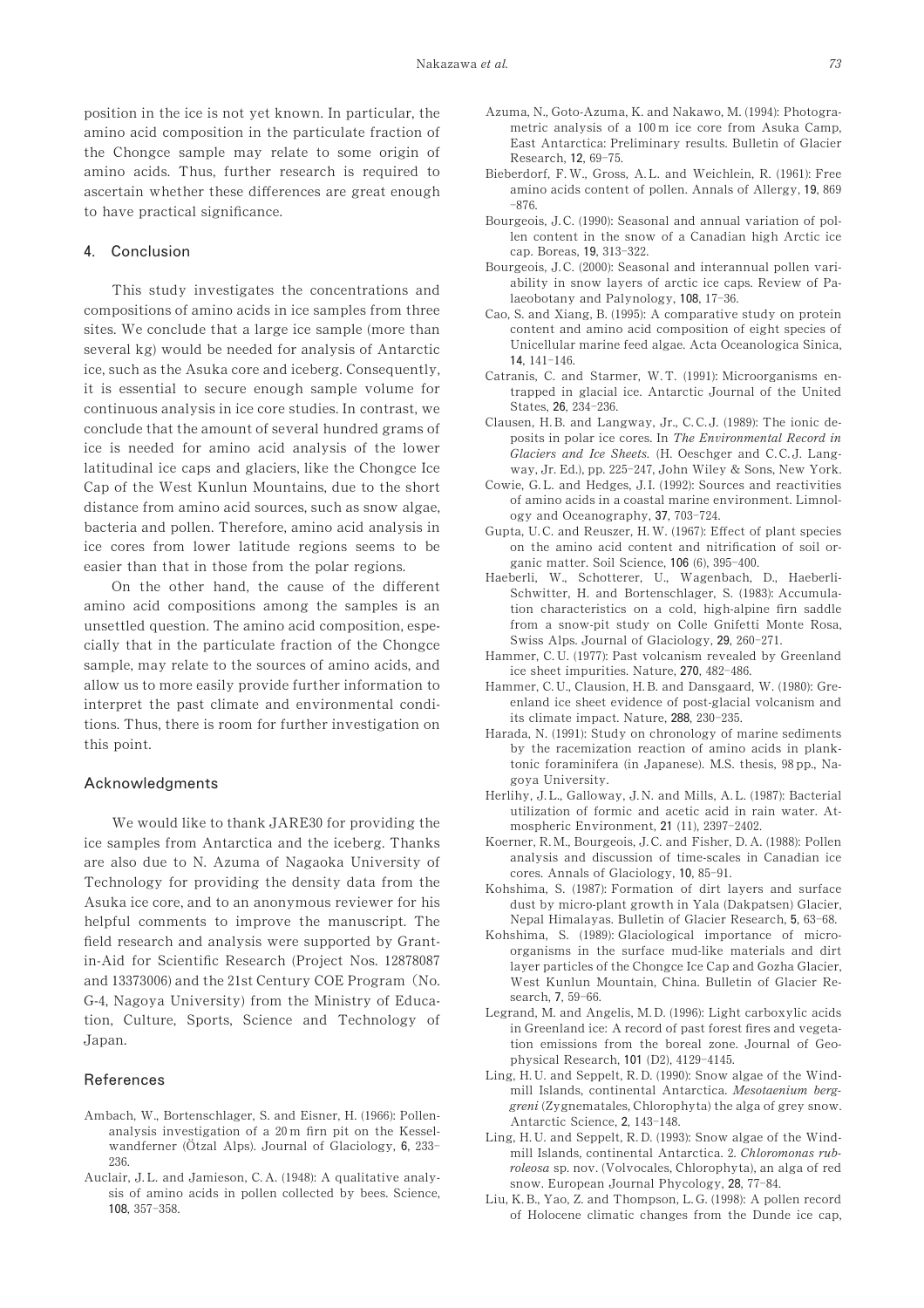position in the ice is not yet known. In particular, the amino acid composition in the particulate fraction of the Chongce sample may relate to some origin of amino acids. Thus, further research is required to ascertain whether these differences are great enough to have practical significance.

## 4. Conclusion

This study investigates the concentrations and compositions of amino acids in ice samples from three sites. We conclude that a large ice sample (more than several kg) would be needed for analysis of Antarctic ice, such as the Asuka core and iceberg. Consequently, it is essential to secure enough sample volume for continuous analysis in ice core studies. In contrast, we conclude that the amount of several hundred grams of ice is needed for amino acid analysis of the lower latitudinal ice caps and glaciers, like the Chongce Ice Cap of the West Kunlun Mountains, due to the short distance from amino acid sources, such as snow algae, bacteria and pollen. Therefore, amino acid analysis in ice cores from lower latitude regions seems to be easier than that in those from the polar regions.

On the other hand, the cause of the different amino acid compositions among the samples is an unsettled question. The amino acid composition, especially that in the particulate fraction of the Chongce sample, may relate to the sources of amino acids, and allow us to more easily provide further information to interpret the past climate and environmental conditions. Thus, there is room for further investigation on this point.

## Acknowledgments

We would like to thank JARE30 for providing the ice samples from Antarctica and the iceberg. Thanks are also due to N. Azuma of Nagaoka University of Technology for providing the density data from the Asuka ice core, and to an anonymous reviewer for his helpful comments to improve the manuscript. The field research and analysis were supported by Grant-in-Aid for Scientific Research (Project Nos. 12878087 and 13373006) and the 21st Century COE Program (No. G-4, Nagoya University) from the Ministry of Education, Culture, Sports, Science and Technology of Japan.

## References

Ambach, W., Bortenschlager, S. and Eisner, H. (1966): Pollen-analysis investigation of a 20 m firn pit on the Kesselwandferner (Ötzal Alps). Journal of Glaciology, **6**, 233–236.

Auclair, J. L. and Jamieson, C. A. (1948): A qualitative analysis of amino acids in pollen collected by bees. Science, **108**, 357–358.

Azuma, N., Goto-Azuma, K. and Nakawo, M. (1994): Photogrametric analysis of a 100 m ice core from Asuka Camp, East Antarctica: Preliminary results. Bulletin of Glacier Research, **12**, 69–75.

Bieberdorf, F. W., Gross, A. L. and Weichlein, R. (1961): Free amino acids content of pollen. Annals of Allergy, **19**, 869–876.

Bourgeois, J. C. (1990): Seasonal and annual variation of pollen content in the snow of a Canadian high Arctic ice cap. Boreas, **19**, 313–322.

Bourgeois, J. C. (2000): Seasonal and interannual pollen variability in snow layers of arctic ice caps. Review of Palaeobotany and Palynology, **108**, 17–36.

Cao, S. and Xiang, B. (1995): A comparative study on protein content and amino acid composition of eight species of Unicellular marine feed algae. Acta Oceanologica Sinica, **14**, 141–146.

Catranis, C. and Starmer, W. T. (1991): Microorganisms entrapped in glacial ice. Antarctic Journal of the United States, **26**, 234–236.

Clausen, H. B. and Langway, Jr., C. C. J. (1989): The ionic deposits in polar ice cores. In *The Environmental Record in Glaciers and Ice Sheets.* (H. Oeschger and C. C. J. Langway, Jr. Ed.), pp. 225–247, John Wiley & Sons, New York.

Cowie, G. L. and Hedges, J. I. (1992): Sources and reactivities of amino acids in a coastal marine environment. Limnology and Oceanography, **37**, 703–724.

Gupta, U. C. and Reuszer, H. W. (1967): Effect of plant species on the amino acid content and nitrification of soil organic matter. Soil Science, **106** (6), 395–400.

Haeberli, W., Schotterer, U., Wagenbach, D., Haeberli-Schwitter, H. and Bortenschlager, S. (1983): Accumulation characteristics on a cold, high-alpine firn saddle from a snow-pit study on Colle Gnifetti Monte Rosa, Swiss Alps. Journal of Glaciology, **29**, 260–271.

Hammer, C. U. (1977): Past volcanism revealed by Greenland ice sheet impurities. Nature, **270**, 482–486.

Hammer, C. U., Clausion, H. B. and Dansgaard, W. (1980): Greenland ice sheet evidence of post-glacial volcanism and its climate impact. Nature, **288**, 230–235.

Harada, N. (1991): Study on chronology of marine sediments by the racemization reaction of amino acids in planktonic foraminifera (in Japanese). M.S. thesis, 98 pp., Nagoya University.

Herlihy, J. L., Galloway, J. N. and Mills, A. L. (1987): Bacterial utilization of formic and acetic acid in rain water. Atmospheric Environment, **21** (11), 2397–2402.

Koerner, R. M., Bourgeois, J. C. and Fisher, D. A. (1988): Pollen analysis and discussion of time-scales in Canadian ice cores. Annals of Glaciology, **10**, 85–91.

Kohshima, S. (1987): Formation of dirt layers and surface dust by micro-plant growth in Yala (Dakpatsen) Glacier, Nepal Himalayas. Bulletin of Glacier Research, **5**, 63–68.

Kohshima, S. (1989): Glaciological importance of micro-organisms in the surface mud-like materials and dirt layer particles of the Chongce Ice Cap and Gozha Glacier, West Kunlun Mountain, China. Bulletin of Glacier Research, **7**, 59–66.

Legrand, M. and Angelis, M. D. (1996): Light carboxylic acids in Greenland ice: A record of past forest fires and vegetation emissions from the boreal zone. Journal of Geophysical Research, **101** (D2), 4129–4145.

Ling, H. U. and Seppelt, R. D. (1990): Snow algae of the Windmill Islands, continental Antarctica. *Mesotaenium berggreni* (Zygnematales, Chlorophyta) the alga of grey snow. Antarctic Science, **2**, 143–148.

Ling, H. U. and Seppelt, R. D. (1993): Snow algae of the Windmill Islands, continental Antarctica. 2. *Chloromonas rubroleosa* sp. nov. (Volvocales, Chlorophyta), an alga of red snow. European Journal Phycology, **28**, 77–84.

Liu, K. B., Yao, Z. and Thompson, L. G. (1998): A pollen record of Holocene climatic changes from the Dunde ice cap,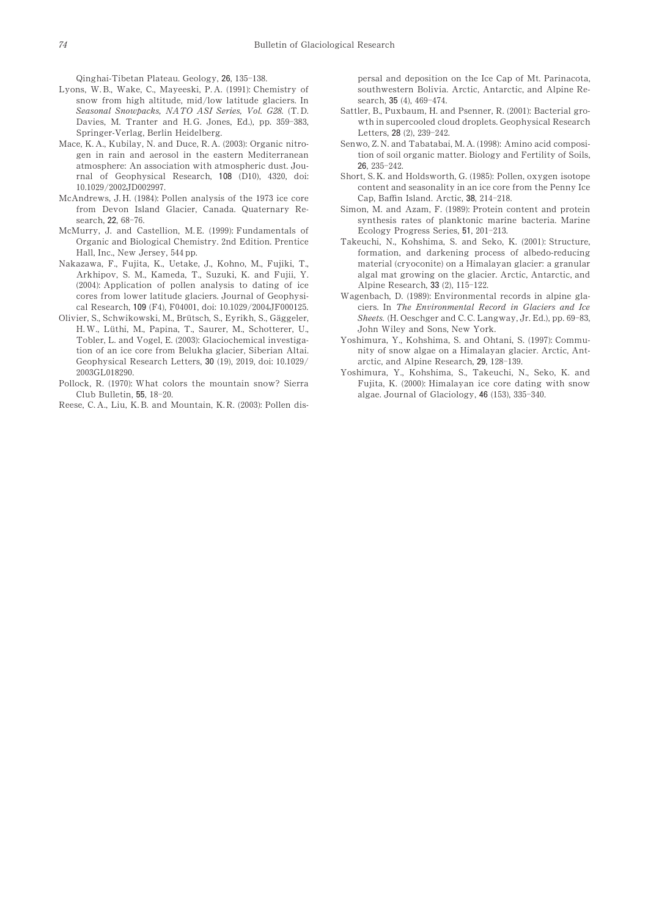Qinghai-Tibetan Plateau. Geology, **26**, 135–138.

Lyons, W. B., Wake, C., Mayeeski, P. A. (1991): Chemistry of snow from high altitude, mid/low latitude glaciers. In *Seasonal Snowpacks, NATO ASI Series, Vol. G28*. (T. D. Davies, M. Tranter and H. G. Jones, Ed.), pp. 359–383, Springer-Verlag, Berlin Heidelberg.

Mace, K. A., Kubilay, N. and Duce, R. A. (2003): Organic nitrogen in rain and aerosol in the eastern Mediterranean atmosphere: An association with atmospheric dust. Journal of Geophysical Research, **108** (D10), 4320, doi: 10.1029/2002JD002997.

McAndrews, J. H. (1984): Pollen analysis of the 1973 ice core from Devon Island Glacier, Canada. Quaternary Research, **22**, 68–76.

McMurry, J. and Castellion, M. E. (1999): Fundamentals of Organic and Biological Chemistry. 2nd Edition. Prentice Hall, Inc., New Jersey, 544 pp.

Nakazawa, F., Fujita, K., Uetake, J., Kohno, M., Fujiki, T., Arkhipov, S. M., Kameda, T., Suzuki, K. and Fujii, Y. (2004): Application of pollen analysis to dating of ice cores from lower latitude glaciers. Journal of Geophysical Research, **109** (F4), F04001, doi: 10.1029/2004JF000125.

Olivier, S., Schwikowski, M., Brütsch, S., Eyrikh, S., Gäggeler, H. W., Lüthi, M., Papina, T., Saurer, M., Schotterer, U., Tobler, L. and Vogel, E. (2003): Glaciochemical investigation of an ice core from Belukha glacier, Siberian Altai. Geophysical Research Letters, **30** (19), 2019, doi: 10.1029/2003GL018290.

Pollock, R. (1970): What colors the mountain snow? Sierra Club Bulletin, **55**, 18–20.

Reese, C. A., Liu, K. B. and Mountain, K. R. (2003): Pollen dispersal and deposition on the Ice Cap of Mt. Parinacota, southwestern Bolivia. Arctic, Antarctic, and Alpine Research, **35** (4), 469–474.

Sattler, B., Puxbaum, H. and Psenner, R. (2001): Bacterial growth in supercooled cloud droplets. Geophysical Research Letters, **28** (2), 239–242.

Senwo, Z. N. and Tabatabai, M. A. (1998): Amino acid composition of soil organic matter. Biology and Fertility of Soils, **26**, 235–242.

Short, S. K. and Holdsworth, G. (1985): Pollen, oxygen isotope content and seasonality in an ice core from the Penny Ice Cap, Baffin Island. Arctic, **38**, 214–218.

Simon, M. and Azam, F. (1989): Protein content and protein synthesis rates of planktonic marine bacteria. Marine Ecology Progress Series, **51**, 201–213.

Takeuchi, N., Kohshima, S. and Seko, K. (2001): Structure, formation, and darkening process of albedo-reducing material (cryoconite) on a Himalayan glacier: a granular algal mat growing on the glacier. Arctic, Antarctic, and Alpine Research, **33** (2), 115–122.

Wagenbach, D. (1989): Environmental records in alpine glaciers. In *The Environmental Record in Glaciers and Ice Sheets*. (H. Oeschger and C. C. Langway, Jr. Ed.), pp. 69–83, John Wiley and Sons, New York.

Yoshimura, Y., Kohshima, S. and Ohtani, S. (1997): Community of snow algae on a Himalayan glacier. Arctic, Antarctic, and Alpine Research, **29**, 128–139.

Yoshimura, Y., Kohshima, S., Takeuchi, N., Seko, K. and Fujita, K. (2000): Himalayan ice core dating with snow algae. Journal of Glaciology, **46** (153), 335–340.